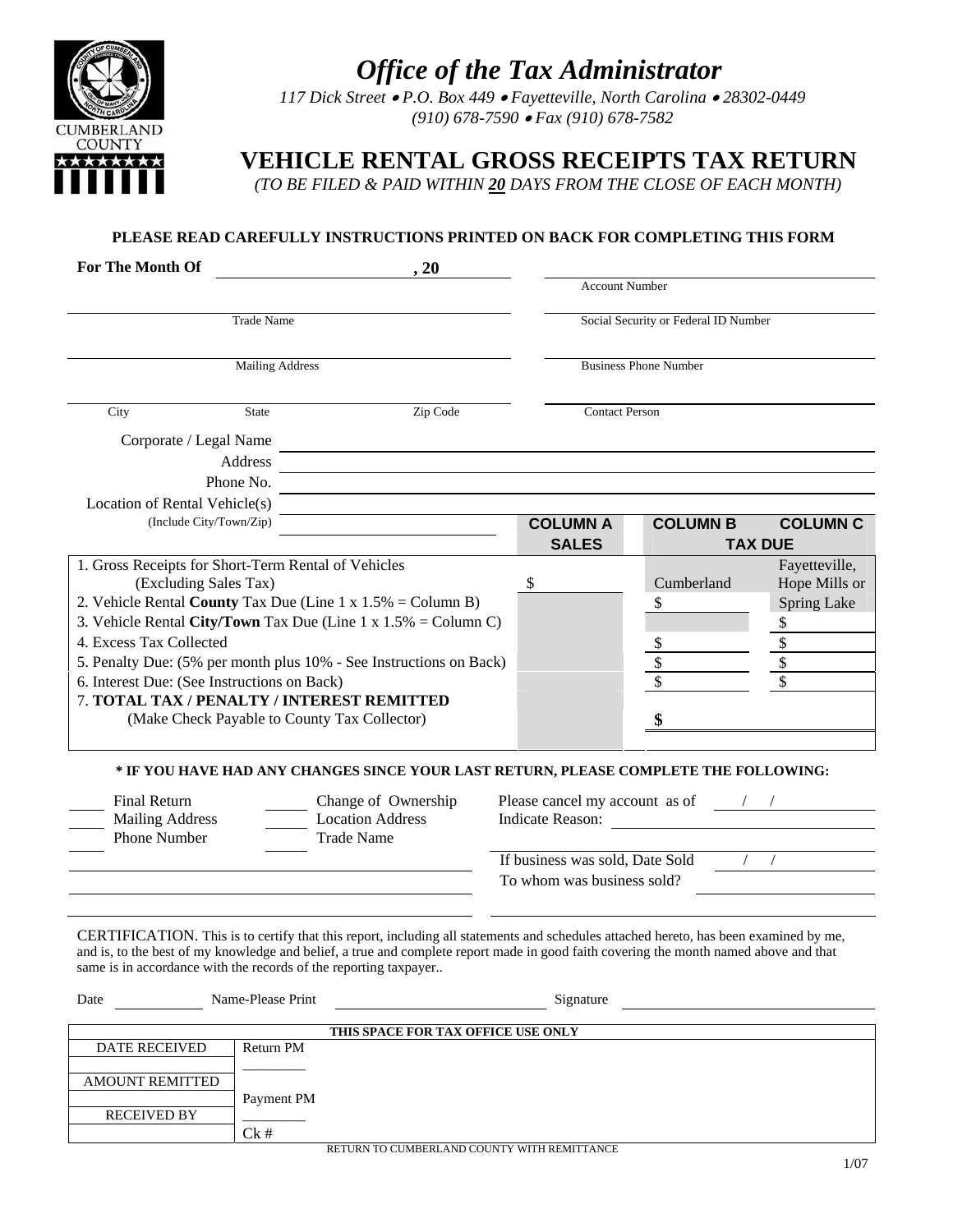# Office of the Tax Administrator

*117 Dick Street • P.O. Box 449 • Fayetteville, North Carolina • 28302-0449*
*(910) 678-7590 • Fax (910) 678-7582*

CUMBERLAND COUNTY

## VEHICLE RENTAL GROSS RECEIPTS TAX RETURN

*(TO BE FILED & PAID WITHIN **20** DAYS FROM THE CLOSE OF EACH MONTH)*

**PLEASE READ CAREFULLY INSTRUCTIONS PRINTED ON BACK FOR COMPLETING THIS FORM**

**For The Month Of** ________________ , 20 ____

Account Number ________________

Trade Name ________________

Social Security or Federal ID Number ________________

Mailing Address ________________

Business Phone Number ________________

City ________ State ________ Zip Code ________

Contact Person ________________

Corporate / Legal Name ________________

Address ________________

Phone No. ________________

Location of Rental Vehicle(s) ________________
(Include City/Town/Zip)

| | COLUMN A SALES | COLUMN B TAX DUE | COLUMN C TAX DUE |
|---|---|---|---|
| 1. Gross Receipts for Short-Term Rental of Vehicles (Excluding Sales Tax) | $ | Cumberland | Fayetteville, Hope Mills or Spring Lake |
| 2. Vehicle Rental **County** Tax Due (Line 1 x 1.5% = Column B) | | $ | |
| 3. Vehicle Rental **City/Town** Tax Due (Line 1 x 1.5% = Column C) | | | $ |
| 4. Excess Tax Collected | | $ | $ |
| 5. Penalty Due: (5% per month plus 10% - See Instructions on Back) | | $ | $ |
| 6. Interest Due: (See Instructions on Back) | | $ | $ |
| 7. **TOTAL TAX / PENALTY / INTEREST REMITTED** (Make Check Payable to County Tax Collector) | | **$** | |

**\* IF YOU HAVE HAD ANY CHANGES SINCE YOUR LAST RETURN, PLEASE COMPLETE THE FOLLOWING:**

____ Final Return
____ Mailing Address
____ Phone Number
____ Change of Ownership
____ Location Address
____ Trade Name

Please cancel my account as of ___ / ___ / ___

Indicate Reason: ________________

If business was sold, Date Sold ___ / ___ / ___

To whom was business sold? ________________

CERTIFICATION. This is to certify that this report, including all statements and schedules attached hereto, has been examined by me, and is, to the best of my knowledge and belief, a true and complete report made in good faith covering the month named above and that same is in accordance with the records of the reporting taxpayer..

Date ________ Name-Please Print ________________ Signature ________________

| THIS SPACE FOR TAX OFFICE USE ONLY | |
|---|---|
| DATE RECEIVED | Return PM |
| | ________ |
| AMOUNT REMITTED | |
| | Payment PM |
| RECEIVED BY | ________ |
| | Ck # |

RETURN TO CUMBERLAND COUNTY WITH REMITTANCE

1/07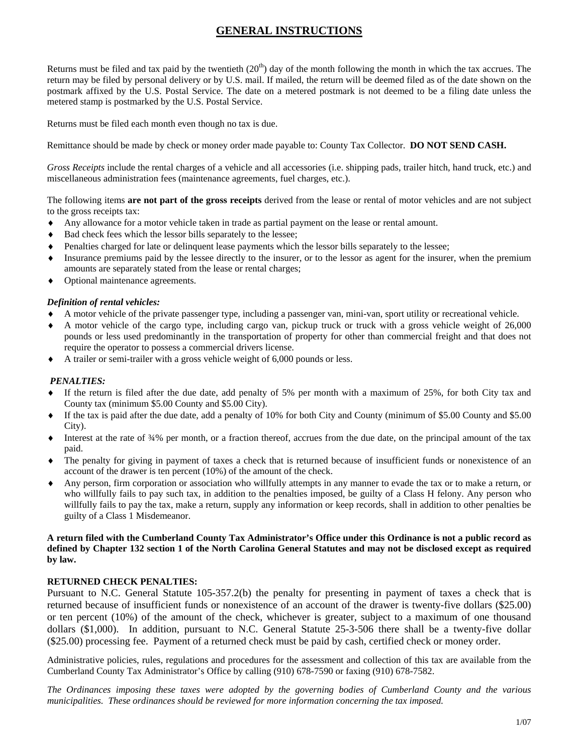# GENERAL INSTRUCTIONS

Returns must be filed and tax paid by the twentieth (20th) day of the month following the month in which the tax accrues. The return may be filed by personal delivery or by U.S. mail. If mailed, the return will be deemed filed as of the date shown on the postmark affixed by the U.S. Postal Service. The date on a metered postmark is not deemed to be a filing date unless the metered stamp is postmarked by the U.S. Postal Service.

Returns must be filed each month even though no tax is due.

Remittance should be made by check or money order made payable to: County Tax Collector. **DO NOT SEND CASH.**

*Gross Receipts* include the rental charges of a vehicle and all accessories (i.e. shipping pads, trailer hitch, hand truck, etc.) and miscellaneous administration fees (maintenance agreements, fuel charges, etc.).

The following items **are not part of the gross receipts** derived from the lease or rental of motor vehicles and are not subject to the gross receipts tax:

- Any allowance for a motor vehicle taken in trade as partial payment on the lease or rental amount.
- Bad check fees which the lessor bills separately to the lessee;
- Penalties charged for late or delinquent lease payments which the lessor bills separately to the lessee;
- Insurance premiums paid by the lessee directly to the insurer, or to the lessor as agent for the insurer, when the premium amounts are separately stated from the lease or rental charges;
- Optional maintenance agreements.

***Definition of rental vehicles:***

- A motor vehicle of the private passenger type, including a passenger van, mini-van, sport utility or recreational vehicle.
- A motor vehicle of the cargo type, including cargo van, pickup truck or truck with a gross vehicle weight of 26,000 pounds or less used predominantly in the transportation of property for other than commercial freight and that does not require the operator to possess a commercial drivers license.
- A trailer or semi-trailer with a gross vehicle weight of 6,000 pounds or less.

***PENALTIES:***

- If the return is filed after the due date, add penalty of 5% per month with a maximum of 25%, for both City tax and County tax (minimum $5.00 County and $5.00 City).
- If the tax is paid after the due date, add a penalty of 10% for both City and County (minimum of $5.00 County and $5.00 City).
- Interest at the rate of ¾% per month, or a fraction thereof, accrues from the due date, on the principal amount of the tax paid.
- The penalty for giving in payment of taxes a check that is returned because of insufficient funds or nonexistence of an account of the drawer is ten percent (10%) of the amount of the check.
- Any person, firm corporation or association who willfully attempts in any manner to evade the tax or to make a return, or who willfully fails to pay such tax, in addition to the penalties imposed, be guilty of a Class H felony. Any person who willfully fails to pay the tax, make a return, supply any information or keep records, shall in addition to other penalties be guilty of a Class 1 Misdemeanor.

**A return filed with the Cumberland County Tax Administrator's Office under this Ordinance is not a public record as defined by Chapter 132 section 1 of the North Carolina General Statutes and may not be disclosed except as required by law.**

**RETURNED CHECK PENALTIES:**

Pursuant to N.C. General Statute 105-357.2(b) the penalty for presenting in payment of taxes a check that is returned because of insufficient funds or nonexistence of an account of the drawer is twenty-five dollars ($25.00) or ten percent (10%) of the amount of the check, whichever is greater, subject to a maximum of one thousand dollars ($1,000). In addition, pursuant to N.C. General Statute 25-3-506 there shall be a twenty-five dollar ($25.00) processing fee. Payment of a returned check must be paid by cash, certified check or money order.

Administrative policies, rules, regulations and procedures for the assessment and collection of this tax are available from the Cumberland County Tax Administrator's Office by calling (910) 678-7590 or faxing (910) 678-7582.

*The Ordinances imposing these taxes were adopted by the governing bodies of Cumberland County and the various municipalities. These ordinances should be reviewed for more information concerning the tax imposed.*

1/07